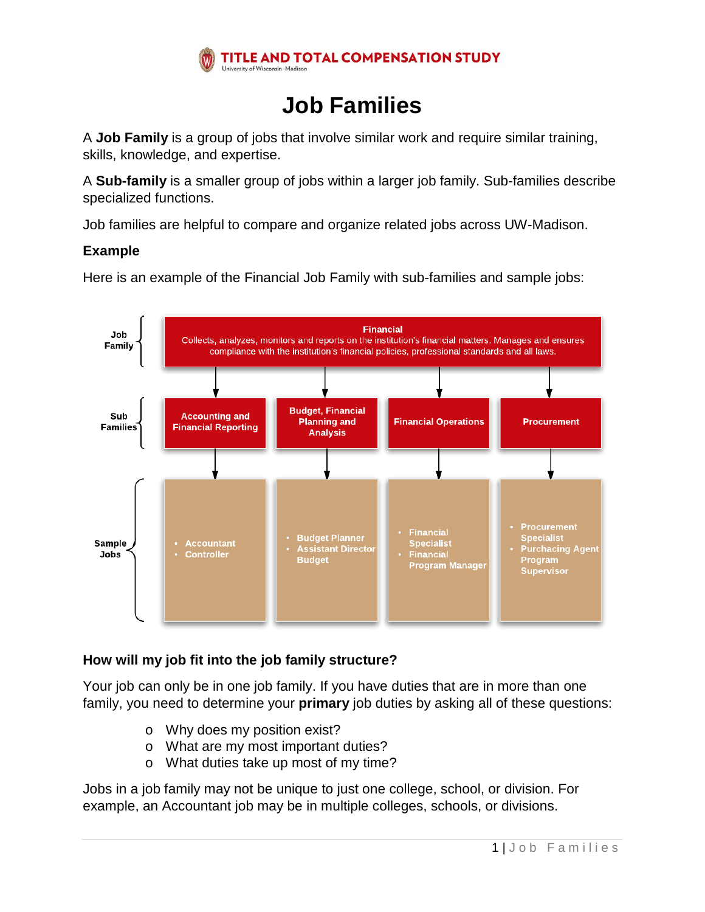TITLE AND TOTAL COMPENSATION STUDY
University of Wisconsin–Madison

# Job Families

A **Job Family** is a group of jobs that involve similar work and require similar training, skills, knowledge, and expertise.

A **Sub-family** is a smaller group of jobs within a larger job family. Sub-families describe specialized functions.

Job families are helpful to compare and organize related jobs across UW-Madison.

### Example

Here is an example of the Financial Job Family with sub-families and sample jobs:

**Job Family:** Financial
Collects, analyzes, monitors and reports on the institution's financial matters. Manages and ensures compliance with the institution's financial policies, professional standards and all laws.

| Sub Families | Accounting and Financial Reporting | Budget, Financial Planning and Analysis | Financial Operations | Procurement |
|---|---|---|---|---|
| Sample Jobs | • Accountant<br>• Controller | • Budget Planner<br>• Assistant Director Budget | • Financial Specialist<br>• Financial Program Manager | • Procurement Specialist<br>• Purchacing Agent Program Supervisor |

### How will my job fit into the job family structure?

Your job can only be in one job family. If you have duties that are in more than one family, you need to determine your **primary** job duties by asking all of these questions:

- Why does my position exist?
- What are my most important duties?
- What duties take up most of my time?

Jobs in a job family may not be unique to just one college, school, or division. For example, an Accountant job may be in multiple colleges, schools, or divisions.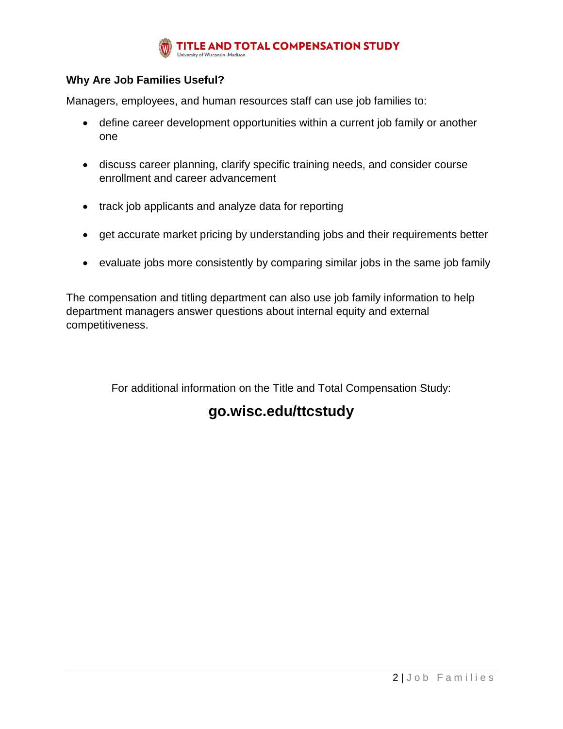### Why Are Job Families Useful?

Managers, employees, and human resources staff can use job families to:

- define career development opportunities within a current job family or another one
- discuss career planning, clarify specific training needs, and consider course enrollment and career advancement
- track job applicants and analyze data for reporting
- get accurate market pricing by understanding jobs and their requirements better
- evaluate jobs more consistently by comparing similar jobs in the same job family

The compensation and titling department can also use job family information to help department managers answer questions about internal equity and external competitiveness.

For additional information on the Title and Total Compensation Study:

**go.wisc.edu/ttcstudy**